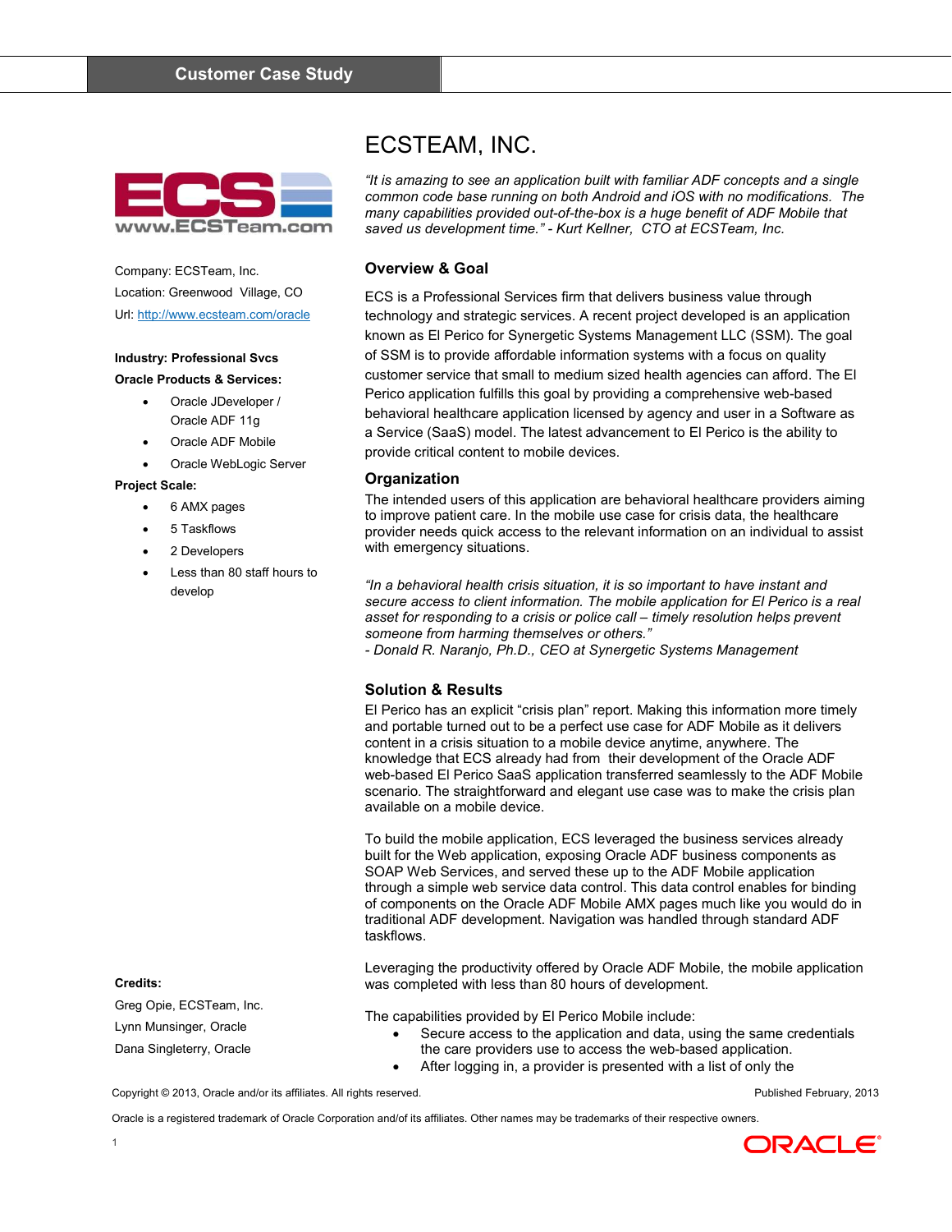Customer Case Study

# ECSTEAM, INC.

*"It is amazing to see an application built with familiar ADF concepts and a single common code base running on both Android and iOS with no modifications. The many capabilities provided out-of-the-box is a huge benefit of ADF Mobile that saved us development time." - Kurt Kellner, CTO at ECSTeam, Inc.*

Company: ECSTeam, Inc.

Location: Greenwood Village, CO

Url: http://www.ecsteam.com/oracle

**Industry: Professional Svcs**

**Oracle Products & Services:**

- Oracle JDeveloper / Oracle ADF 11g
- Oracle ADF Mobile
- Oracle WebLogic Server

**Project Scale:**

- 6 AMX pages
- 5 Taskflows
- 2 Developers
- Less than 80 staff hours to develop

**Credits:**

Greg Opie, ECSTeam, Inc.

Lynn Munsinger, Oracle

Dana Singleterry, Oracle

## Overview & Goal

ECS is a Professional Services firm that delivers business value through technology and strategic services. A recent project developed is an application known as El Perico for Synergetic Systems Management LLC (SSM). The goal of SSM is to provide affordable information systems with a focus on quality customer service that small to medium sized health agencies can afford. The El Perico application fulfills this goal by providing a comprehensive web-based behavioral healthcare application licensed by agency and user in a Software as a Service (SaaS) model. The latest advancement to El Perico is the ability to provide critical content to mobile devices.

## Organization

The intended users of this application are behavioral healthcare providers aiming to improve patient care. In the mobile use case for crisis data, the healthcare provider needs quick access to the relevant information on an individual to assist with emergency situations.

*"In a behavioral health crisis situation, it is so important to have instant and secure access to client information. The mobile application for El Perico is a real asset for responding to a crisis or police call – timely resolution helps prevent someone from harming themselves or others."*
*- Donald R. Naranjo, Ph.D., CEO at Synergetic Systems Management*

## Solution & Results

El Perico has an explicit "crisis plan" report. Making this information more timely and portable turned out to be a perfect use case for ADF Mobile as it delivers content in a crisis situation to a mobile device anytime, anywhere. The knowledge that ECS already had from their development of the Oracle ADF web-based El Perico SaaS application transferred seamlessly to the ADF Mobile scenario. The straightforward and elegant use case was to make the crisis plan available on a mobile device.

To build the mobile application, ECS leveraged the business services already built for the Web application, exposing Oracle ADF business components as SOAP Web Services, and served these up to the ADF Mobile application through a simple web service data control. This data control enables for binding of components on the Oracle ADF Mobile AMX pages much like you would do in traditional ADF development. Navigation was handled through standard ADF taskflows.

Leveraging the productivity offered by Oracle ADF Mobile, the mobile application was completed with less than 80 hours of development.

The capabilities provided by El Perico Mobile include:

- Secure access to the application and data, using the same credentials the care providers use to access the web-based application.
- After logging in, a provider is presented with a list of only the

Copyright © 2013, Oracle and/or its affiliates. All rights reserved. Published February, 2013

Oracle is a registered trademark of Oracle Corporation and/of its affiliates. Other names may be trademarks of their respective owners.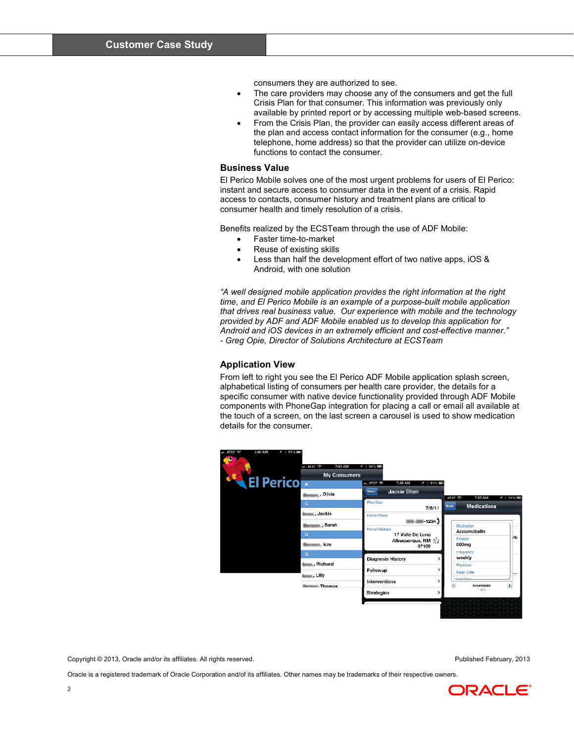consumers they are authorized to see.

- The care providers may choose any of the consumers and get the full Crisis Plan for that consumer. This information was previously only available by printed report or by accessing multiple web-based screens.
- From the Crisis Plan, the provider can easily access different areas of the plan and access contact information for the consumer (e.g., home telephone, home address) so that the provider can utilize on-device functions to contact the consumer.

## Business Value

El Perico Mobile solves one of the most urgent problems for users of El Perico: instant and secure access to consumer data in the event of a crisis. Rapid access to contacts, consumer history and treatment plans are critical to consumer health and timely resolution of a crisis.

Benefits realized by the ECSTeam through the use of ADF Mobile:

- Faster time-to-market
- Reuse of existing skills
- Less than half the development effort of two native apps, iOS & Android, with one solution

*"A well designed mobile application provides the right information at the right time, and El Perico Mobile is an example of a purpose-built mobile application that drives real business value. Our experience with mobile and the technology provided by ADF and ADF Mobile enabled us to develop this application for Android and iOS devices in an extremely efficient and cost-effective manner."*
*- Greg Opie, Director of Solutions Architecture at ECSTeam*

## Application View

From left to right you see the El Perico ADF Mobile application splash screen, alphabetical listing of consumers per health care provider, the details for a specific consumer with native device functionality provided through ADF Mobile components with PhoneGap integration for placing a call or email all available at the touch of a screen, on the last screen a carousel is used to show medication details for the consumer.

Copyright © 2013, Oracle and/or its affiliates. All rights reserved.

Published February, 2013

Oracle is a registered trademark of Oracle Corporation and/of its affiliates. Other names may be trademarks of their respective owners.